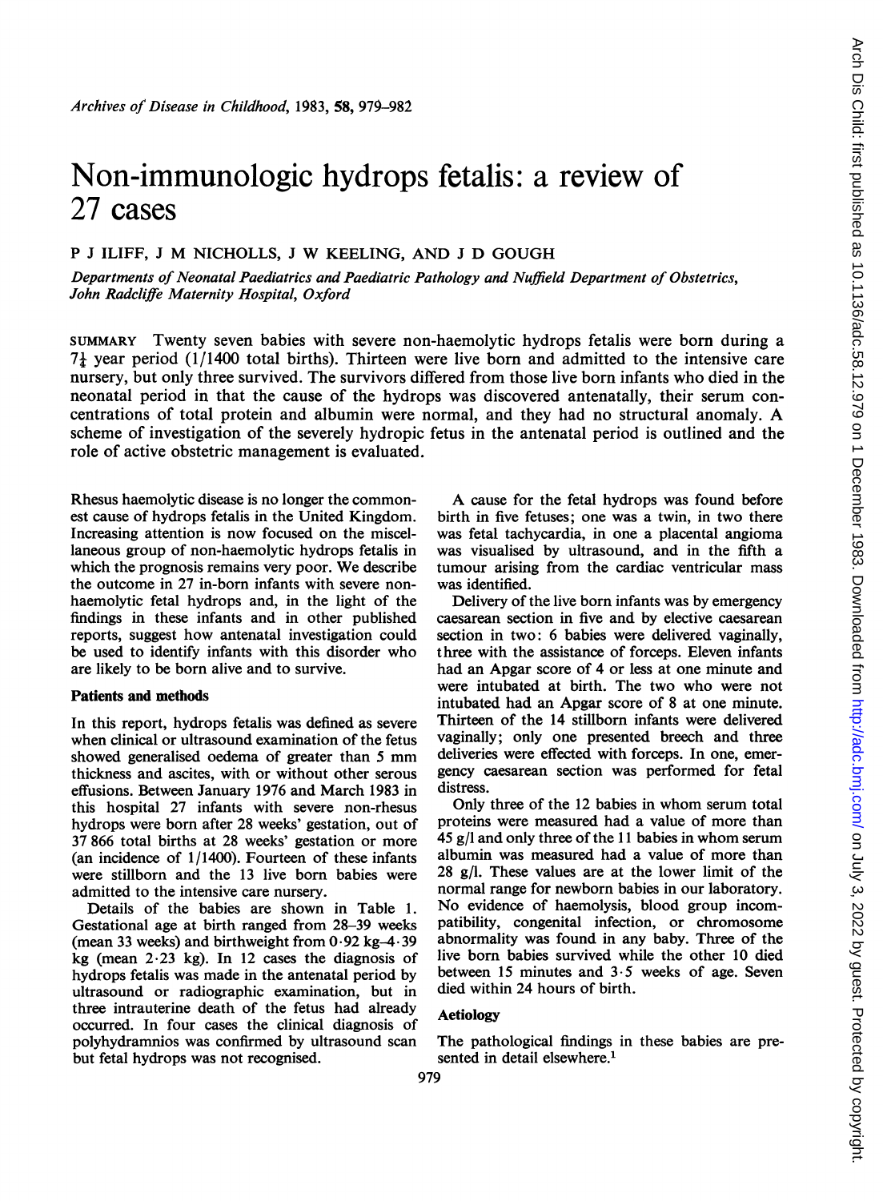# Non-immunologic hydrops fetalis: a review of 27 cases

P J ILIFF, J M NICHOLLS, J W KEELING, AND J D GOUGH

*Departments of Neonatal Paediatrics and Paediatric Pathology and Nuffield Department of Obstetrics, John Radcliffe Maternity Hospital, Oxford*

SUMMARY Twenty seven babies with severe non-haemolytic hydrops fetalis were born during a $7\frac{1}{4}$ year period (1/1400 total births). Thirteen were live born and admitted to the intensive care nursery, but only three survived. The survivors differed from those live born infants who died in the neonatal period in that the cause of the hydrops was discovered antenatally, their serum concentrations of total protein and albumin were normal, and they had no structural anomaly. A scheme of investigation of the severely hydropic fetus in the antenatal period is outlined and the role of active obstetric management is evaluated.

Rhesus haemolytic disease is no longer the commonest cause of hydrops fetalis in the United Kingdom. Increasing attention is now focused on the miscellaneous group of non-haemolytic hydrops fetalis in which the prognosis remains very poor. We describe the outcome in 27 in-born infants with severe non-haemolytic fetal hydrops and, in the light of the findings in these infants and in other published reports, suggest how antenatal investigation could be used to identify infants with this disorder who are likely to be born alive and to survive.

## Patients and methods

In this report, hydrops fetalis was defined as severe when clinical or ultrasound examination of the fetus showed generalised oedema of greater than 5 mm thickness and ascites, with or without other serous effusions. Between January 1976 and March 1983 in this hospital 27 infants with severe non-rhesus hydrops were born after 28 weeks' gestation, out of 37 866 total births at 28 weeks' gestation or more (an incidence of 1/1400). Fourteen of these infants were stillborn and the 13 live born babies were admitted to the intensive care nursery.

Details of the babies are shown in Table 1. Gestational age at birth ranged from 28–39 weeks (mean 33 weeks) and birthweight from 0·92 kg–4·39 kg (mean 2·23 kg). In 12 cases the diagnosis of hydrops fetalis was made in the antenatal period by ultrasound or radiographic examination, but in three intrauterine death of the fetus had already occurred. In four cases the clinical diagnosis of polyhydramnios was confirmed by ultrasound scan but fetal hydrops was not recognised.

A cause for the fetal hydrops was found before birth in five fetuses; one was a twin, in two there was fetal tachycardia, in one a placental angioma was visualised by ultrasound, and in the fifth a tumour arising from the cardiac ventricular mass was identified.

Delivery of the live born infants was by emergency caesarean section in five and by elective caesarean section in two: 6 babies were delivered vaginally, three with the assistance of forceps. Eleven infants had an Apgar score of 4 or less at one minute and were intubated at birth. The two who were not intubated had an Apgar score of 8 at one minute. Thirteen of the 14 stillborn infants were delivered vaginally; only one presented breech and three deliveries were effected with forceps. In one, emergency caesarean section was performed for fetal distress.

Only three of the 12 babies in whom serum total proteins were measured had a value of more than 45 g/l and only three of the 11 babies in whom serum albumin was measured had a value of more than 28 g/l. These values are at the lower limit of the normal range for newborn babies in our laboratory. No evidence of haemolysis, blood group incompatibility, congenital infection, or chromosome abnormality was found in any baby. Three of the live born babies survived while the other 10 died between 15 minutes and 3·5 weeks of age. Seven died within 24 hours of birth.

## Aetiology

The pathological findings in these babies are presented in detail elsewhere.[1]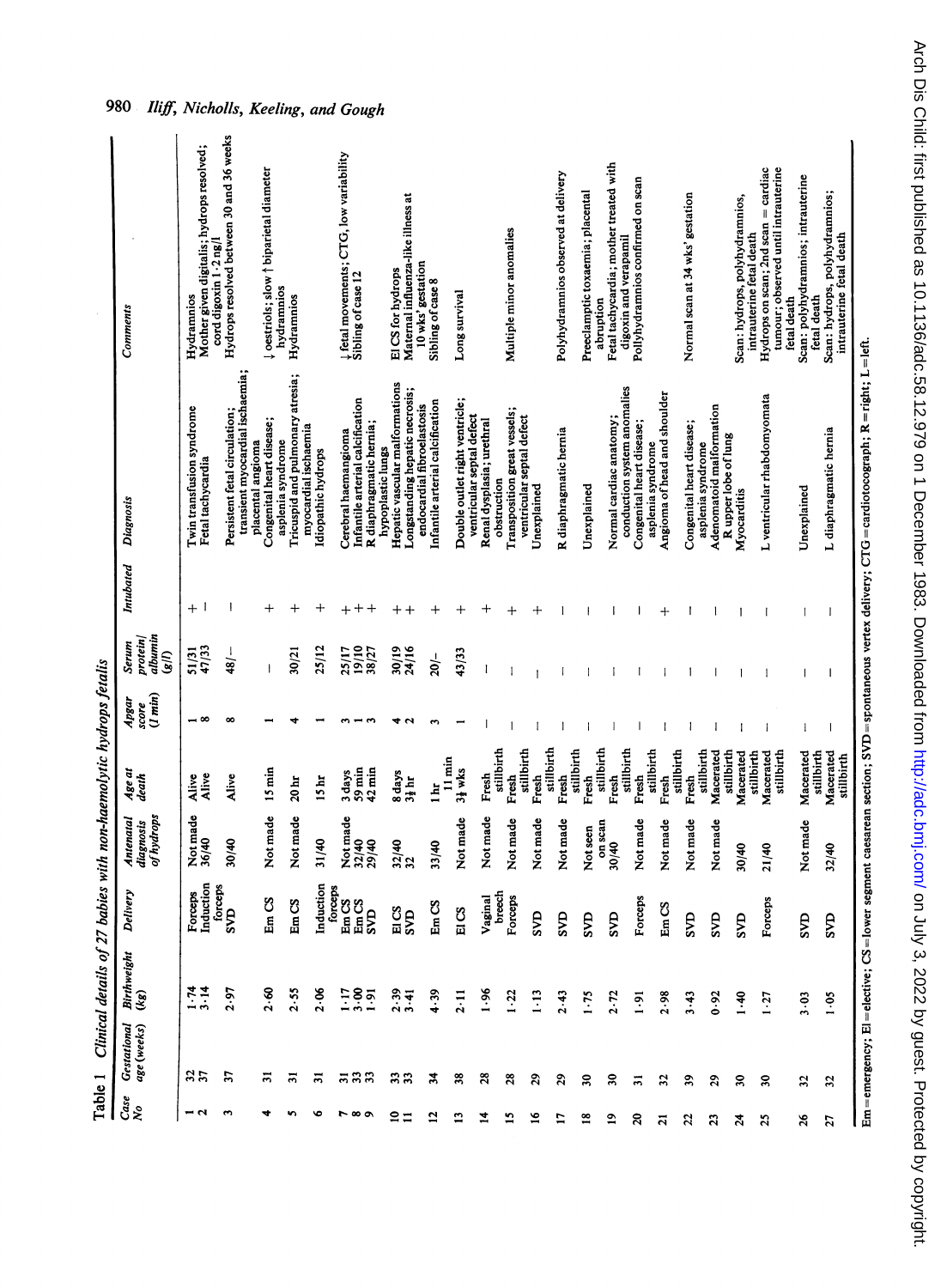Table 1 Clinical details of 27 babies with non-haemolytic hydrops fetalis

| Case No | Gestational age (weeks) | Birthweight (kg) | Delivery | Antenatal diagnosis of hydrops | Age at death | Apgar score (1 min) | Serum protein/albumin (g/l) | Intubated | Diagnosis | Comments |
|---|---|---|---|---|---|---|---|---|---|---|
| 1 | 32 | 1·74 | Forceps | Not made | Alive | 1 | 51/31 | + | Twin transfusion syndrome | Hydramnios |
| 2 | 37 | 3·14 | Induction forceps | 36/40 | Alive | 8 | 47/33 | − | Fetal tachycardia | Mother given digitalis; hydrops resolved; cord digoxin 1·2 ng/l |
| 3 | 37 | 2·97 | SVD | 30/40 | Alive | 8 | 48/− | − | Persistent fetal circulation; transient myocardial ischaemia; placental angioma | Hydrops resolved between 30 and 36 weeks |
| 4 | 31 | 2·60 | Em CS | Not made | 15 min | 1 | − | + | Congenital heart disease; asplenia syndrome | ↓ oestriols; slow ↑ biparietal diameter hydramnios |
| 5 | 31 | 2·55 | Em CS | Not made | 20 hr | 4 | 30/21 | + | Tricuspid and pulmonary atresia; myocardial ischaemia | Hydramnios |
| 6 | 31 | 2·06 | Induction forceps | 31/40 | 15 hr | 1 | 25/12 | + | Idiopathic hydrops | |
| 7 | 31 | 1·17 | Em CS | Not made | 3 days | 3 | 25/17 | + | Cerebral haemangioma | ↓ fetal movements; CTG, low variability |
| 8 | 33 | 3·00 | Em CS | 32/40 | 59 min | 1 | 19/10 | + | Infantile arterial calcification | Sibling of case 12 |
| 9 | 33 | 1·91 | SVD | 29/40 | 42 min | 3 | 38/27 | + | R diaphragmatic hernia; hypoplastic lungs | |
| 10 | 33 | 2·39 | El CS | 32/40 | 8 days | 4 | 30/19 | + | Hepatic vascular malformations | El CS for hydrops |
| 11 | 33 | 3·41 | SVD | 32 | 3½ hr | 2 | 24/16 | + | Longstanding hepatic necrosis; endocardial fibroelastosis | Maternal influenza-like illness at 10 wks' gestation |
| 12 | 34 | 4·39 | Em CS | 33/40 | 1 hr 11 min | 3 | 20/− | + | Infantile arterial calcification | Sibling of case 8 |
| 13 | 38 | 2·11 | El CS | Not made | 3½ wks | 1 | 43/33 | + | Double outlet right ventricle; ventricular septal defect | Long survival |
| 14 | 28 | 1·96 | Vaginal breech | Not made | Fresh stillbirth | − | − | + | Renal dysplasia; urethral obstruction | |
| 15 | 28 | 1·22 | Forceps | Not made | Fresh stillbirth | − | − | + | Transposition great vessels; ventricular septal defect | Multiple minor anomalies |
| 16 | 29 | 1·13 | SVD | Not made | Fresh stillbirth | − | − | + | Unexplained | |
| 17 | 29 | 2·43 | SVD | Not made | Fresh stillbirth | − | − | − | R diaphragmatic hernia | Polyhydramnios observed at delivery |
| 18 | 30 | 1·75 | SVD | Not seen on scan | Fresh stillbirth | − | − | − | Unexplained | Preeclamptic toxaemia; placental abruption |
| 19 | 30 | 2·72 | SVD | 30/40 | Fresh stillbirth | − | − | − | Normal cardiac anatomy; conduction system anomalies | Fetal tachycardia; mother treated with digoxin and verapamil |
| 20 | 31 | 1·91 | Forceps | Not made | Fresh stillbirth | − | − | − | Congenital heart disease; asplenia syndrome | Polyhydramnios confirmed on scan |
| 21 | 32 | 2·98 | Em CS | Not made | Fresh stillbirth | − | − | + | Angioma of head and shoulder | |
| 22 | 39 | 3·43 | SVD | Not made | Fresh stillbirth | − | − | − | Congenital heart disease; asplenia syndrome | Normal scan at 34 wks' gestation |
| 23 | 29 | 0·92 | SVD | Not made | Macerated stillbirth | − | − | − | Adenomatoid malformation R upper lobe of lung | |
| 24 | 30 | 1·40 | SVD | 30/40 | Macerated stillbirth | − | − | − | Myocarditis | Scan: hydrops, polyhydramnios, intrauterine fetal death |
| 25 | 30 | 1·27 | Forceps | 21/40 | Macerated stillbirth | − | − | − | L ventricular rhabdomyomata | Hydrops on scan; 2nd scan = cardiac tumour; observed until intrauterine fetal death |
| 26 | 32 | 3·03 | SVD | Not made | Macerated stillbirth | − | − | − | Unexplained | Scan: polyhydramnios; intrauterine fetal death |
| 27 | 32 | 1·05 | SVD | 32/40 | Macerated stillbirth | − | − | − | L diaphragmatic hernia | Scan: hydrops, polyhydramnios; intrauterine fetal death |

Em = emergency; El = elective; CS = lower segment caesarean section; SVD = spontaneous vertex delivery; CTG = cardiotocograph; R = right; L = left.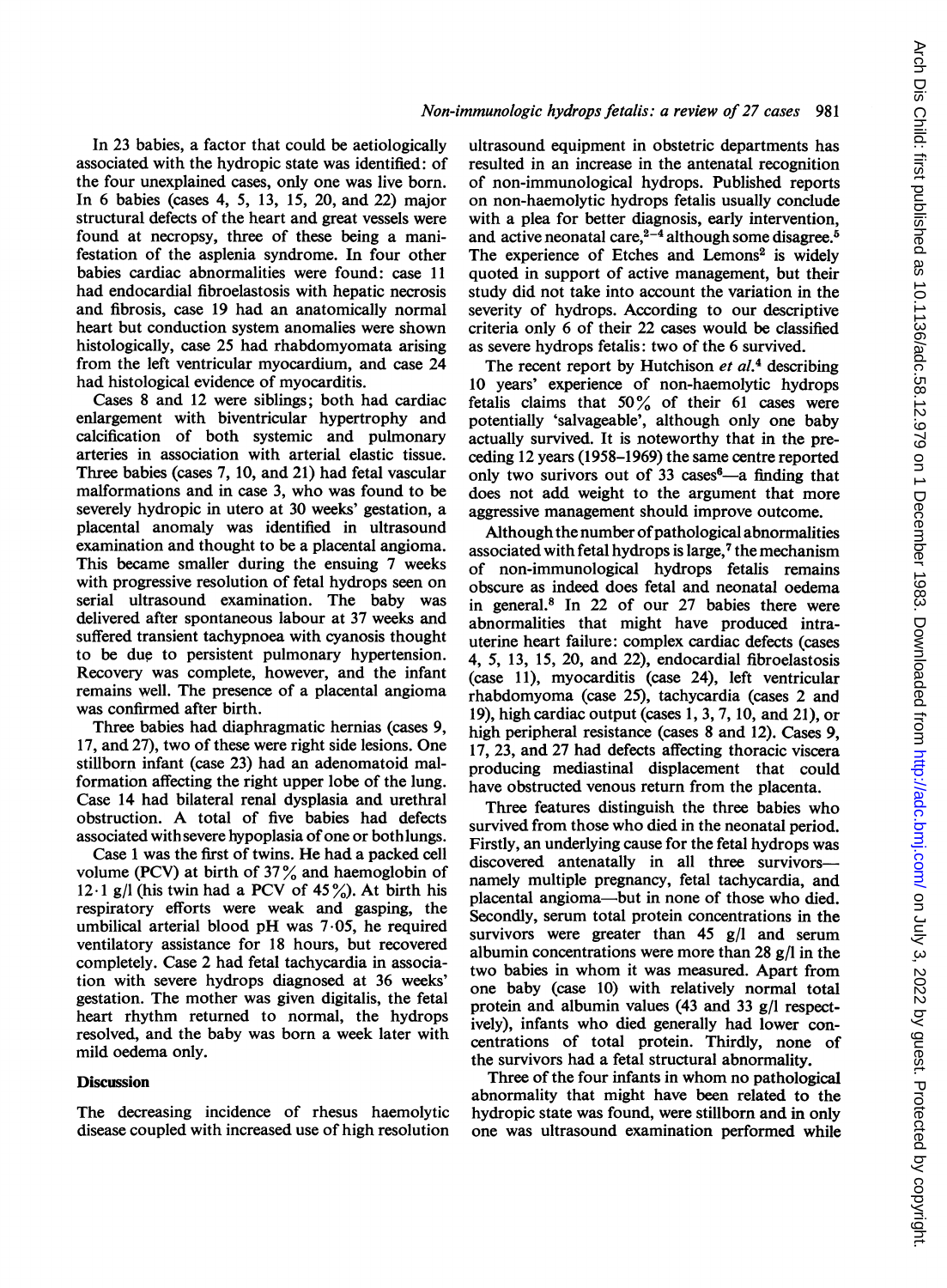In 23 babies, a factor that could be aetiologically associated with the hydropic state was identified: of the four unexplained cases, only one was live born. In 6 babies (cases 4, 5, 13, 15, 20, and 22) major structural defects of the heart and great vessels were found at necropsy, three of these being a manifestation of the asplenia syndrome. In four other babies cardiac abnormalities were found: case 11 had endocardial fibroelastosis with hepatic necrosis and fibrosis, case 19 had an anatomically normal heart but conduction system anomalies were shown histologically, case 25 had rhabdomyomata arising from the left ventricular myocardium, and case 24 had histological evidence of myocarditis.

Cases 8 and 12 were siblings; both had cardiac enlargement with biventricular hypertrophy and calcification of both systemic and pulmonary arteries in association with arterial elastic tissue. Three babies (cases 7, 10, and 21) had fetal vascular malformations and in case 3, who was found to be severely hydropic in utero at 30 weeks' gestation, a placental anomaly was identified in ultrasound examination and thought to be a placental angioma. This became smaller during the ensuing 7 weeks with progressive resolution of fetal hydrops seen on serial ultrasound examination. The baby was delivered after spontaneous labour at 37 weeks and suffered transient tachypnoea with cyanosis thought to be due to persistent pulmonary hypertension. Recovery was complete, however, and the infant remains well. The presence of a placental angioma was confirmed after birth.

Three babies had diaphragmatic hernias (cases 9, 17, and 27), two of these were right side lesions. One stillborn infant (case 23) had an adenomatoid malformation affecting the right upper lobe of the lung. Case 14 had bilateral renal dysplasia and urethral obstruction. A total of five babies had defects associated with severe hypoplasia of one or both lungs.

Case 1 was the first of twins. He had a packed cell volume (PCV) at birth of 37% and haemoglobin of 12·1 g/l (his twin had a PCV of 45%). At birth his respiratory efforts were weak and gasping, the umbilical arterial blood pH was 7·05, he required ventilatory assistance for 18 hours, but recovered completely. Case 2 had fetal tachycardia in association with severe hydrops diagnosed at 36 weeks' gestation. The mother was given digitalis, the fetal heart rhythm returned to normal, the hydrops resolved, and the baby was born a week later with mild oedema only.

## Discussion

The decreasing incidence of rhesus haemolytic disease coupled with increased use of high resolution ultrasound equipment in obstetric departments has resulted in an increase in the antenatal recognition of non-immunological hydrops. Published reports on non-haemolytic hydrops fetalis usually conclude with a plea for better diagnosis, early intervention, and active neonatal care,[2-4] although some disagree.[5] The experience of Etches and Lemons[2] is widely quoted in support of active management, but their study did not take into account the variation in the severity of hydrops. According to our descriptive criteria only 6 of their 22 cases would be classified as severe hydrops fetalis: two of the 6 survived.

The recent report by Hutchison *et al.*[4] describing 10 years' experience of non-haemolytic hydrops fetalis claims that 50% of their 61 cases were potentially 'salvageable', although only one baby actually survived. It is noteworthy that in the preceding 12 years (1958–1969) the same centre reported only two surivors out of 33 cases[6]—a finding that does not add weight to the argument that more aggressive management should improve outcome.

Although the number of pathological abnormalities associated with fetal hydrops is large,[7] the mechanism of non-immunological hydrops fetalis remains obscure as indeed does fetal and neonatal oedema in general.[8] In 22 of our 27 babies there were abnormalities that might have produced intrauterine heart failure: complex cardiac defects (cases 4, 5, 13, 15, 20, and 22), endocardial fibroelastosis (case 11), myocarditis (case 24), left ventricular rhabdomyoma (case 25), tachycardia (cases 2 and 19), high cardiac output (cases 1, 3, 7, 10, and 21), or high peripheral resistance (cases 8 and 12). Cases 9, 17, 23, and 27 had defects affecting thoracic viscera producing mediastinal displacement that could have obstructed venous return from the placenta.

Three features distinguish the three babies who survived from those who died in the neonatal period. Firstly, an underlying cause for the fetal hydrops was discovered antenatally in all three survivors—namely multiple pregnancy, fetal tachycardia, and placental angioma—but in none of those who died. Secondly, serum total protein concentrations in the survivors were greater than 45 g/l and serum albumin concentrations were more than 28 g/l in the two babies in whom it was measured. Apart from one baby (case 10) with relatively normal total protein and albumin values (43 and 33 g/l respectively), infants who died generally had lower concentrations of total protein. Thirdly, none of the survivors had a fetal structural abnormality.

Three of the four infants in whom no pathological abnormality that might have been related to the hydropic state was found, were stillborn and in only one was ultrasound examination performed while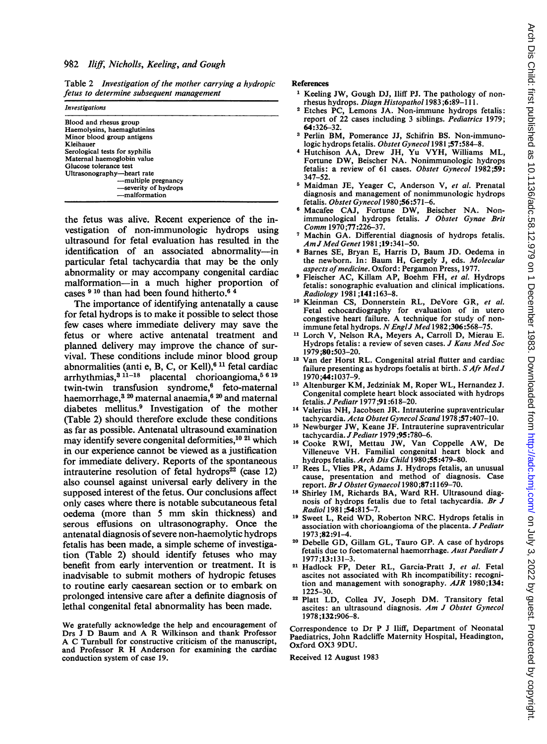Table 2 *Investigation of the mother carrying a hydropic fetus to determine subsequent management*

| *Investigations* |
|---|
| Blood and rhesus group |
| Haemolysins, haemaglutinins |
| Minor blood group antigens |
| Kleihauer |
| Serological tests for syphilis |
| Maternal haemoglobin value |
| Glucose tolerance test |
| Ultrasonography—heart rate |
| —multiple pregnancy |
| —severity of hydrops |
| —malformation |

the fetus was alive. Recent experience of the investigation of non-immunologic hydrops using ultrasound for fetal evaluation has resulted in the identification of an associated abnormality—in particular fetal tachycardia that may be the only abnormality or may accompany congenital cardiac malformation—in a much higher proportion of cases [9,10] than had been found hitherto.[6,4]

The importance of identifying antenatally a cause for fetal hydrops is to make it possible to select those few cases where immediate delivery may save the fetus or where active antenatal treatment and planned delivery may improve the chance of survival. These conditions include minor blood group abnormalities (anti e, B, C, or Kell),[6,11] fetal cardiac arrhythmias,[3,11–18] placental chorioangioma,[5,6,19] twin-twin transfusion syndrome,[6] feto-maternal haemorrhage,[3,20] maternal anaemia,[6,20] and maternal diabetes mellitus.[9] Investigation of the mother (Table 2) should therefore exclude these conditions as far as possible. Antenatal ultrasound examination may identify severe congenital deformities,[10,21] which in our experience cannot be viewed as a justification for immediate delivery. Reports of the spontaneous intrauterine resolution of fetal hydrops[22] (case 12) also counsel against universal early delivery in the supposed interest of the fetus. Our conclusions affect only cases where there is notable subcutaneous fetal oedema (more than 5 mm skin thickness) and serous effusions on ultrasonography. Once the antenatal diagnosis of severe non-haemolytic hydrops fetalis has been made, a simple scheme of investigation (Table 2) should identify fetuses who may benefit from early intervention or treatment. It is inadvisable to submit mothers of hydropic fetuses to routine early caesarean section or to embark on prolonged intensive care after a definite diagnosis of lethal congenital fetal abnormality has been made.

We gratefully acknowledge the help and encouragement of Drs J D Baum and A R Wilkinson and thank Professor A C Turnbull for constructive criticism of the manuscript, and Professor R H Anderson for examining the cardiac conduction system of case 19.

## References

1. Keeling JW, Gough DJ, Iliff PJ. The pathology of non-rhesus hydrops. *Diagn Histopathol* 1983;**6**:89–111.
2. Etches PC, Lemons JA. Non-immune hydrops fetalis: report of 22 cases including 3 siblings. *Pediatrics* 1979; **64**:326–32.
3. Perlin BM, Pomerance JJ, Schifrin BS. Non-immunologic hydrops fetalis. *Obstet Gynecol* 1981;**57**:584–8.
4. Hutchison AA, Drew JH, Yu VYH, Williams ML, Fortune DW, Beischer NA. Nonimmunologic hydrops fetalis: a review of 61 cases. *Obstet Gynecol* 1982;**59**: 347–52.
5. Maidman JE, Yeager C, Anderson V, *et al.* Prenatal diagnosis and management of nonimmunologic hydrops fetalis. *Obstet Gynecol* 1980;**56**:571–6.
6. Macafee CAJ, Fortune DW, Beischer NA. Non-immunological hydrops fetalis. *J Obstet Gynae Brit Comm* 1970;**77**:226–37.
7. Machin GA. Differential diagnosis of hydrops fetalis. *Am J Med Genet* 1981;**19**:341–50.
8. Barnes SE, Bryan E, Harris D, Baum JD. Oedema in the newborn. In: Baum H, Gergely J, eds. *Molecular aspects of medicine.* Oxford: Pergamon Press, 1977.
9. Fleischer AC, Killam AP, Boehm FH, *et al.* Hydrops fetalis: sonographic evaluation and clinical implications. *Radiology* 1981;**141**:163–8.
10. Kleinman CS, Donnerstein RL, DeVore GR, *et al.* Fetal echocardiography for evaluation of in utero congestive heart failure. A technique for study of non-immune fetal hydrops. *N Engl J Med* 1982;**306**:568–75.
11. Lorch V, Nelson RA, Meyers A, Carroll D, Mierau E. Hydrops fetalis: a review of seven cases. *J Kans Med Soc* 1979;**80**:503–20.
12. Van der Horst RL. Congenital atrial flutter and cardiac failure presenting as hydrops foetalis at birth. *S Afr Med J* 1970;**44**:1037–9.
13. Altenburger KM, Jedziniak M, Roper WL, Hernandez J. Congenital complete heart block associated with hydrops fetalis. *J Pediatr* 1977;**91**:618–20.
14. Valerius NH, Jacobsen JR. Intrauterine supraventricular tachycardia. *Acta Obstet Gynecol Scand* 1978;**57**:407–10.
15. Newburger JW, Keane JF. Intrauterine supraventricular tachycardia. *J Pediatr* 1979;**95**:780–6.
16. Cooke RWI, Mettau JW, Van Coppelle AW, De Villeneuve VH. Familial congenital heart block and hydrops fetalis. *Arch Dis Child* 1980;**55**:479–80.
17. Rees L, Vlies PR, Adams J. Hydrops fetalis, an unusual cause, presentation and method of diagnosis. Case report. *Br J Obstet Gynaecol* 1980;**87**:1169–70.
18. Shirley IM, Richards BA, Ward RH. Ultrasound diagnosis of hydrops fetalis due to fetal tachycardia. *Br J Radiol* 1981;**54**:815–7.
19. Sweet L, Reid WD, Roberton NRC. Hydrops fetalis in association with chorioangioma of the placenta. *J Pediatr* 1973;**82**:91–4.
20. Debelle GD, Gillam GL, Tauro GP. A case of hydrops fetalis due to foetomaternal haemorrhage. *Aust Paediatr J* 1977;**13**:131–3.
21. Hadlock FP, Deter RL, Garcia-Pratt J, *et al.* Fetal ascites not associated with Rh incompatibility: recognition and management with sonography. *AJR* 1980;**134**: 1225–30.
22. Platt LD, Collea JV, Joseph DM. Transitory fetal ascites: an ultrasound diagnosis. *Am J Obstet Gynecol* 1978;**132**:906–8.

Correspondence to Dr P J Iliff, Department of Neonatal Paediatrics, John Radcliffe Maternity Hospital, Headington, Oxford OX3 9DU.

Received 12 August 1983